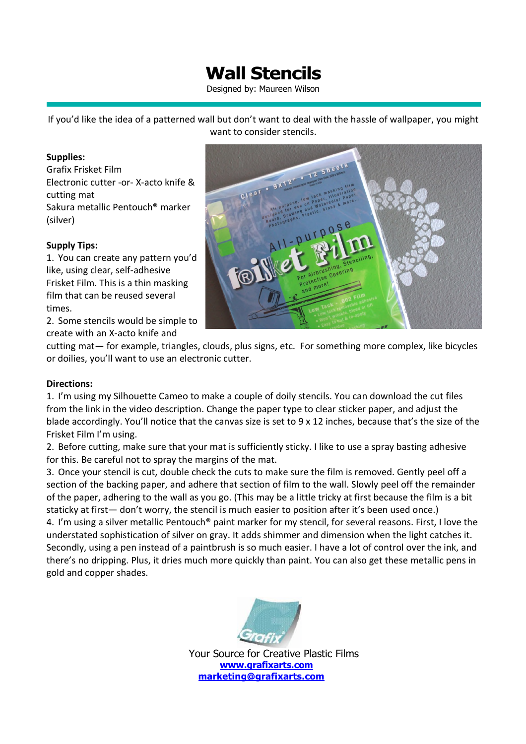# Wall Stencils

Designed by: Maureen Wilson

If you'd like the idea of a patterned wall but don't want to deal with the hassle of wallpaper, you might want to consider stencils.

**Supplies:**

Grafix Frisket Film
Electronic cutter -or- X-acto knife & cutting mat
Sakura metallic Pentouch® marker (silver)

**Supply Tips:**

1. You can create any pattern you'd like, using clear, self-adhesive Frisket Film. This is a thin masking film that can be reused several times.
2. Some stencils would be simple to create with an X-acto knife and cutting mat— for example, triangles, clouds, plus signs, etc. For something more complex, like bicycles or doilies, you'll want to use an electronic cutter.

**Directions:**

1. I'm using my Silhouette Cameo to make a couple of doily stencils. You can download the cut files from the link in the video description. Change the paper type to clear sticker paper, and adjust the blade accordingly. You'll notice that the canvas size is set to 9 x 12 inches, because that's the size of the Frisket Film I'm using.
2. Before cutting, make sure that your mat is sufficiently sticky. I like to use a spray basting adhesive for this. Be careful not to spray the margins of the mat.
3. Once your stencil is cut, double check the cuts to make sure the film is removed. Gently peel off a section of the backing paper, and adhere that section of film to the wall. Slowly peel off the remainder of the paper, adhering to the wall as you go. (This may be a little tricky at first because the film is a bit staticky at first— don't worry, the stencil is much easier to position after it's been used once.)
4. I'm using a silver metallic Pentouch® paint marker for my stencil, for several reasons. First, I love the understated sophistication of silver on gray. It adds shimmer and dimension when the light catches it. Secondly, using a pen instead of a paintbrush is so much easier. I have a lot of control over the ink, and there's no dripping. Plus, it dries much more quickly than paint. You can also get these metallic pens in gold and copper shades.

Your Source for Creative Plastic Films
**www.grafixarts.com**
**marketing@grafixarts.com**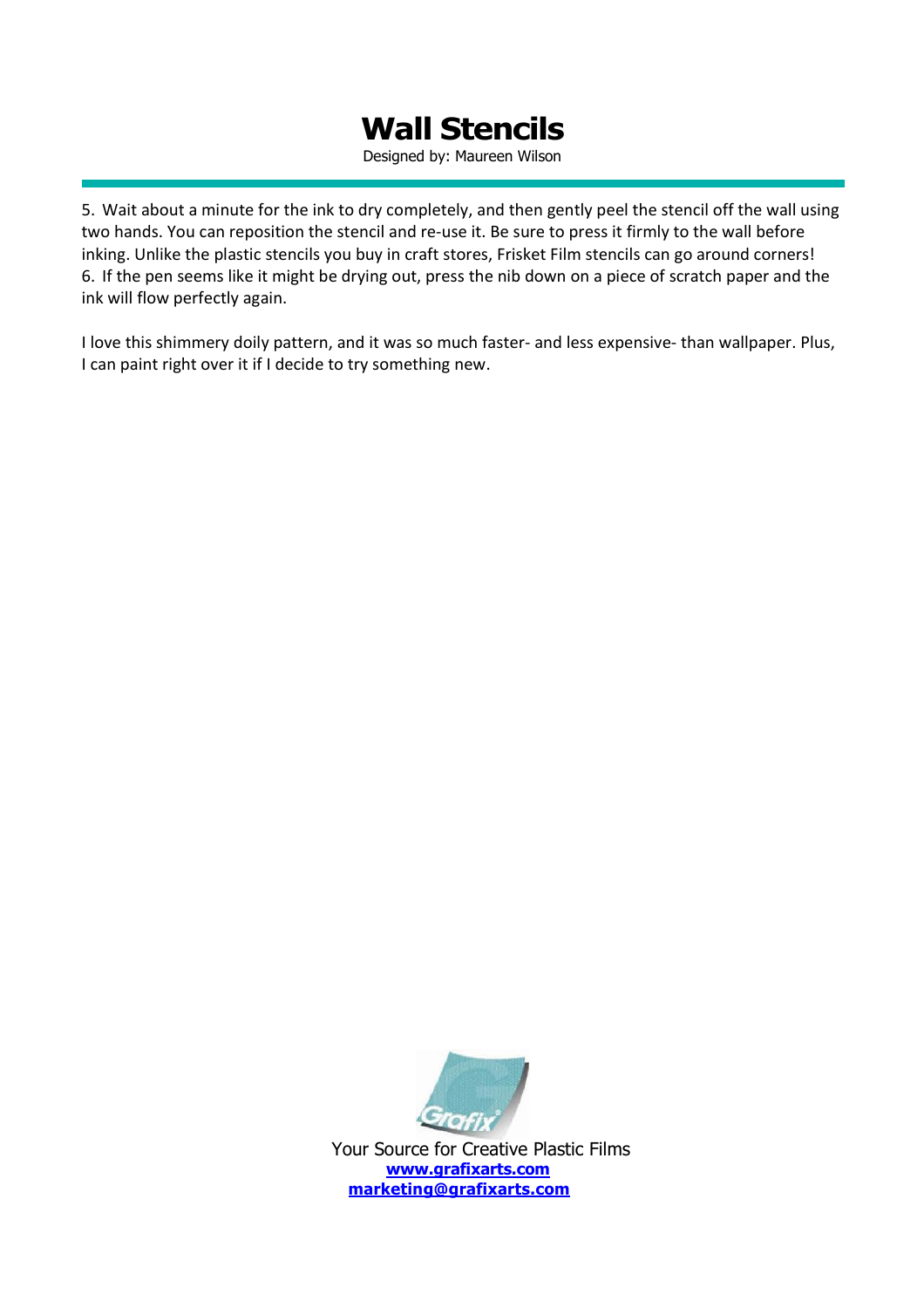# Wall Stencils

Designed by: Maureen Wilson

5. Wait about a minute for the ink to dry completely, and then gently peel the stencil off the wall using two hands. You can reposition the stencil and re-use it. Be sure to press it firmly to the wall before inking. Unlike the plastic stencils you buy in craft stores, Frisket Film stencils can go around corners!
6. If the pen seems like it might be drying out, press the nib down on a piece of scratch paper and the ink will flow perfectly again.

I love this shimmery doily pattern, and it was so much faster- and less expensive- than wallpaper. Plus, I can paint right over it if I decide to try something new.

Your Source for Creative Plastic Films
**www.grafixarts.com**
**marketing@grafixarts.com**